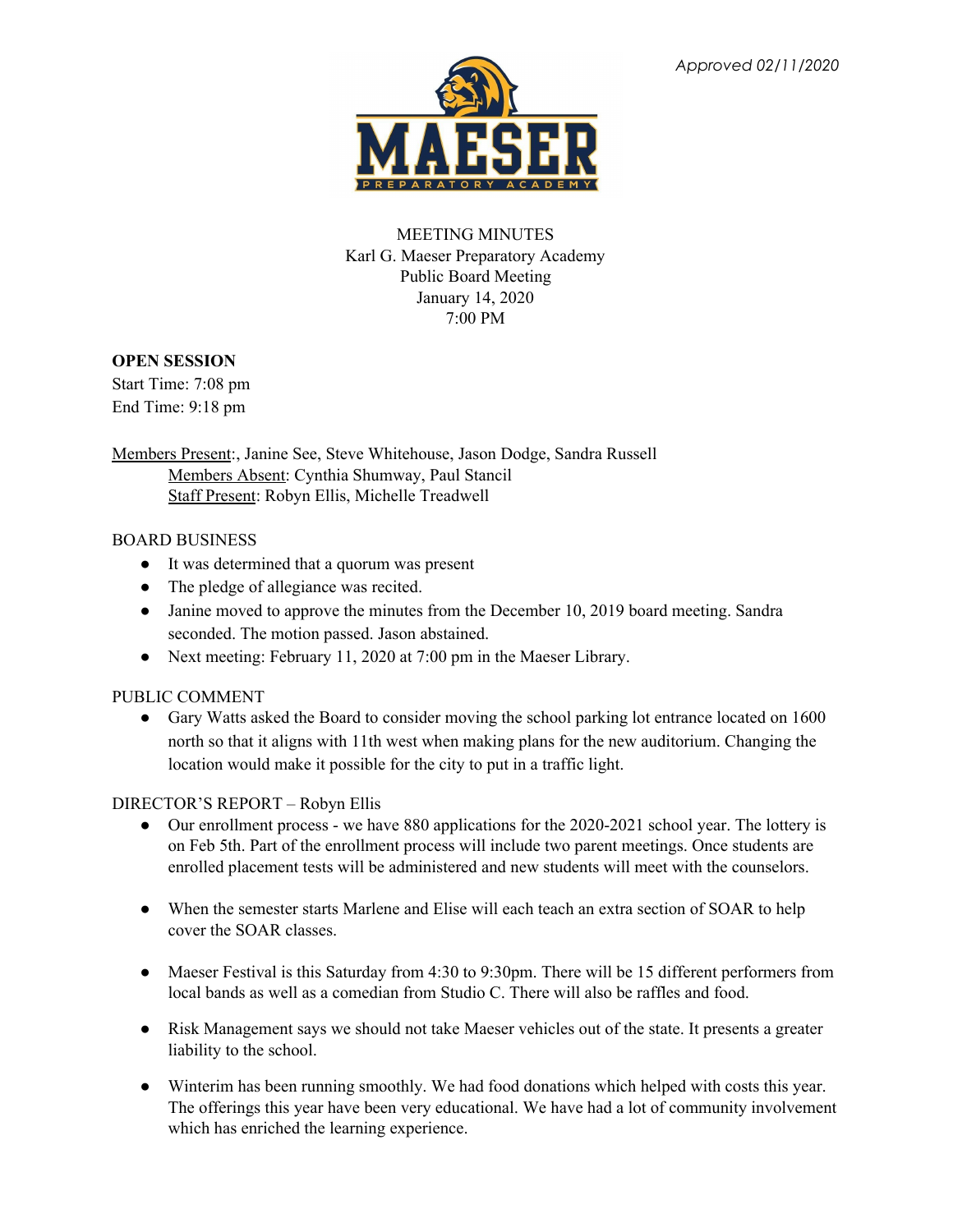*Approved 02/11/2020*

MEETING MINUTES
Karl G. Maeser Preparatory Academy
Public Board Meeting
January 14, 2020
7:00 PM

**OPEN SESSION**
Start Time: 7:08 pm
End Time: 9:18 pm

Members Present:, Janine See, Steve Whitehouse, Jason Dodge, Sandra Russell
Members Absent: Cynthia Shumway, Paul Stancil
Staff Present: Robyn Ellis, Michelle Treadwell

BOARD BUSINESS

- It was determined that a quorum was present
- The pledge of allegiance was recited.
- Janine moved to approve the minutes from the December 10, 2019 board meeting. Sandra seconded. The motion passed. Jason abstained.
- Next meeting: February 11, 2020 at 7:00 pm in the Maeser Library.

PUBLIC COMMENT

- Gary Watts asked the Board to consider moving the school parking lot entrance located on 1600 north so that it aligns with 11th west when making plans for the new auditorium. Changing the location would make it possible for the city to put in a traffic light.

DIRECTOR'S REPORT – Robyn Ellis

- Our enrollment process - we have 880 applications for the 2020-2021 school year. The lottery is on Feb 5th. Part of the enrollment process will include two parent meetings. Once students are enrolled placement tests will be administered and new students will meet with the counselors.
- When the semester starts Marlene and Elise will each teach an extra section of SOAR to help cover the SOAR classes.
- Maeser Festival is this Saturday from 4:30 to 9:30pm. There will be 15 different performers from local bands as well as a comedian from Studio C. There will also be raffles and food.
- Risk Management says we should not take Maeser vehicles out of the state. It presents a greater liability to the school.
- Winterim has been running smoothly. We had food donations which helped with costs this year. The offerings this year have been very educational. We have had a lot of community involvement which has enriched the learning experience.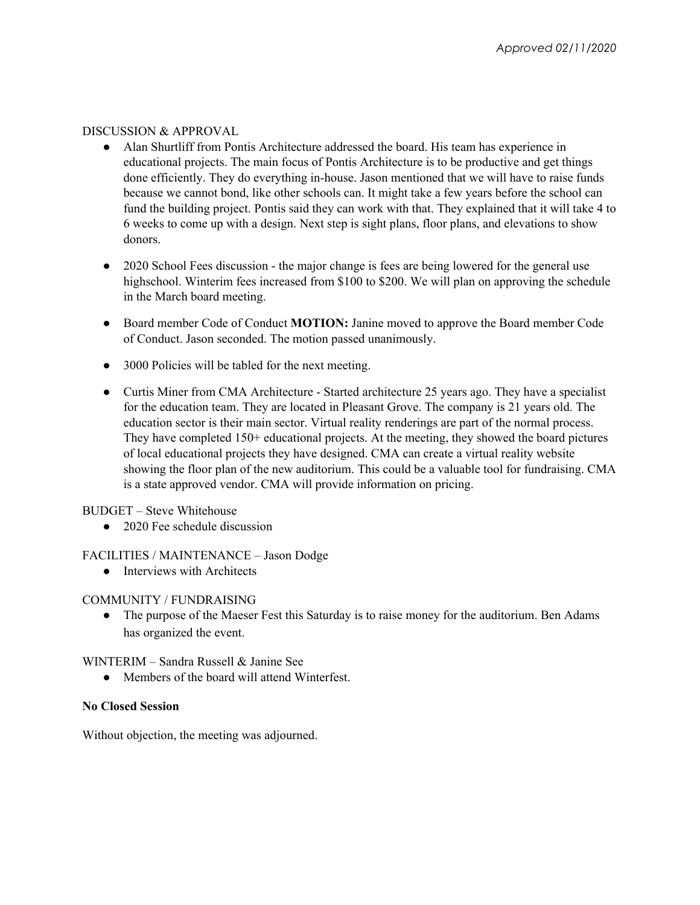*Approved 02/11/2020*

DISCUSSION & APPROVAL

- Alan Shurtliff from Pontis Architecture addressed the board. His team has experience in educational projects. The main focus of Pontis Architecture is to be productive and get things done efficiently. They do everything in-house. Jason mentioned that we will have to raise funds because we cannot bond, like other schools can. It might take a few years before the school can fund the building project. Pontis said they can work with that. They explained that it will take 4 to 6 weeks to come up with a design. Next step is sight plans, floor plans, and elevations to show donors.

- 2020 School Fees discussion - the major change is fees are being lowered for the general use highschool. Winterim fees increased from $100 to $200. We will plan on approving the schedule in the March board meeting.

- Board member Code of Conduct **MOTION:** Janine moved to approve the Board member Code of Conduct. Jason seconded. The motion passed unanimously.

- 3000 Policies will be tabled for the next meeting.

- Curtis Miner from CMA Architecture - Started architecture 25 years ago. They have a specialist for the education team. They are located in Pleasant Grove. The company is 21 years old. The education sector is their main sector. Virtual reality renderings are part of the normal process. They have completed 150+ educational projects. At the meeting, they showed the board pictures of local educational projects they have designed. CMA can create a virtual reality website showing the floor plan of the new auditorium. This could be a valuable tool for fundraising. CMA is a state approved vendor. CMA will provide information on pricing.

BUDGET – Steve Whitehouse

- 2020 Fee schedule discussion

FACILITIES / MAINTENANCE – Jason Dodge

- Interviews with Architects

COMMUNITY / FUNDRAISING

- The purpose of the Maeser Fest this Saturday is to raise money for the auditorium. Ben Adams has organized the event.

WINTERIM – Sandra Russell & Janine See

- Members of the board will attend Winterfest.

**No Closed Session**

Without objection, the meeting was adjourned.